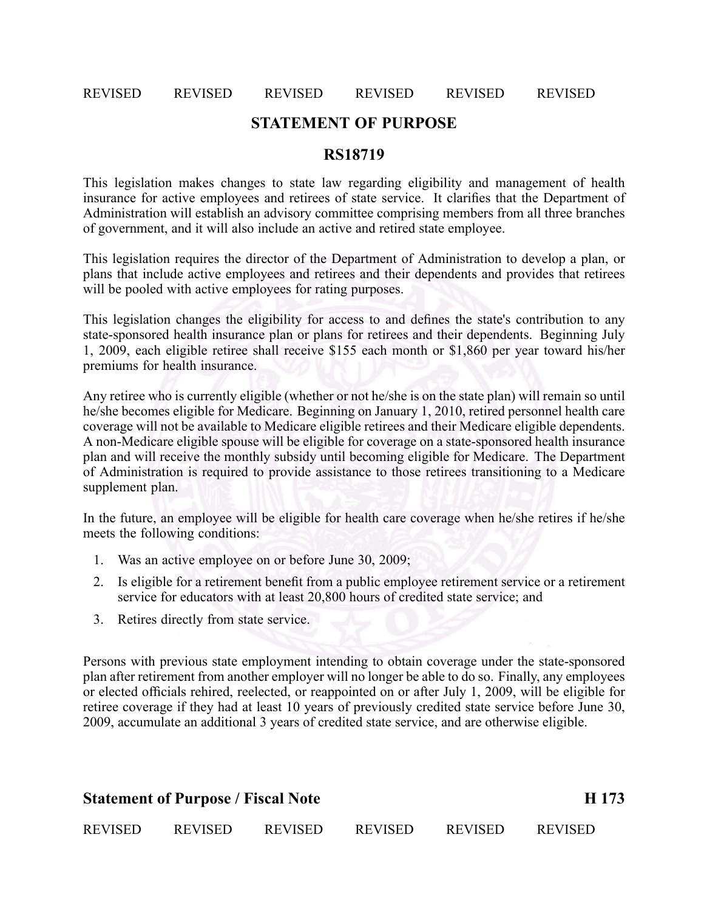## STATEMENT OF PURPOSE

## RS18719

This legislation makes changes to state law regarding eligibility and management of health insurance for active employees and retirees of state service. It clarifies that the Department of Administration will establish an advisory committee comprising members from all three branches of government, and it will also include an active and retired state employee.

This legislation requires the director of the Department of Administration to develop a plan, or plans that include active employees and retirees and their dependents and provides that retirees will be pooled with active employees for rating purposes.

This legislation changes the eligibility for access to and defines the state's contribution to any state-sponsored health insurance plan or plans for retirees and their dependents. Beginning July 1, 2009, each eligible retiree shall receive $155 each month or $1,860 per year toward his/her premiums for health insurance.

Any retiree who is currently eligible (whether or not he/she is on the state plan) will remain so until he/she becomes eligible for Medicare. Beginning on January 1, 2010, retired personnel health care coverage will not be available to Medicare eligible retirees and their Medicare eligible dependents. A non-Medicare eligible spouse will be eligible for coverage on a state-sponsored health insurance plan and will receive the monthly subsidy until becoming eligible for Medicare. The Department of Administration is required to provide assistance to those retirees transitioning to a Medicare supplement plan.

In the future, an employee will be eligible for health care coverage when he/she retires if he/she meets the following conditions:

1. Was an active employee on or before June 30, 2009;
2. Is eligible for a retirement benefit from a public employee retirement service or a retirement service for educators with at least 20,800 hours of credited state service; and
3. Retires directly from state service.

Persons with previous state employment intending to obtain coverage under the state-sponsored plan after retirement from another employer will no longer be able to do so. Finally, any employees or elected officials rehired, reelected, or reappointed on or after July 1, 2009, will be eligible for retiree coverage if they had at least 10 years of previously credited state service before June 30, 2009, accumulate an additional 3 years of credited state service, and are otherwise eligible.

**Statement of Purpose / Fiscal Note** **H 173**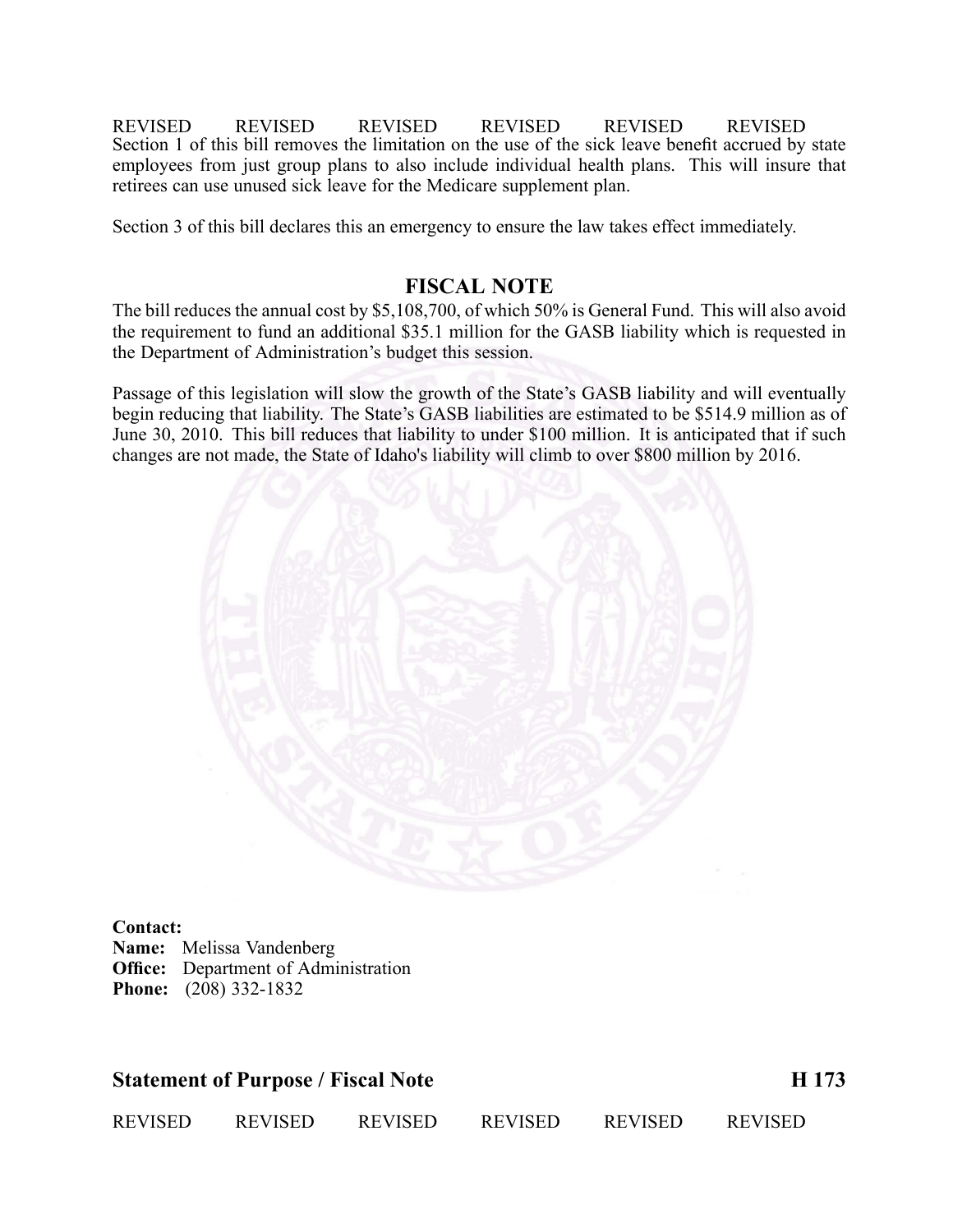REVISED REVISED REVISED REVISED REVISED REVISED

Section 1 of this bill removes the limitation on the use of the sick leave benefit accrued by state employees from just group plans to also include individual health plans. This will insure that retirees can use unused sick leave for the Medicare supplement plan.

Section 3 of this bill declares this an emergency to ensure the law takes effect immediately.

## FISCAL NOTE

The bill reduces the annual cost by $5,108,700, of which 50% is General Fund. This will also avoid the requirement to fund an additional $35.1 million for the GASB liability which is requested in the Department of Administration's budget this session.

Passage of this legislation will slow the growth of the State's GASB liability and will eventually begin reducing that liability. The State's GASB liabilities are estimated to be $514.9 million as of June 30, 2010. This bill reduces that liability to under $100 million. It is anticipated that if such changes are not made, the State of Idaho's liability will climb to over $800 million by 2016.

**Contact:**
**Name:** Melissa Vandenberg
**Office:** Department of Administration
**Phone:** (208) 332-1832

## Statement of Purpose / Fiscal Note H 173

REVISED REVISED REVISED REVISED REVISED REVISED